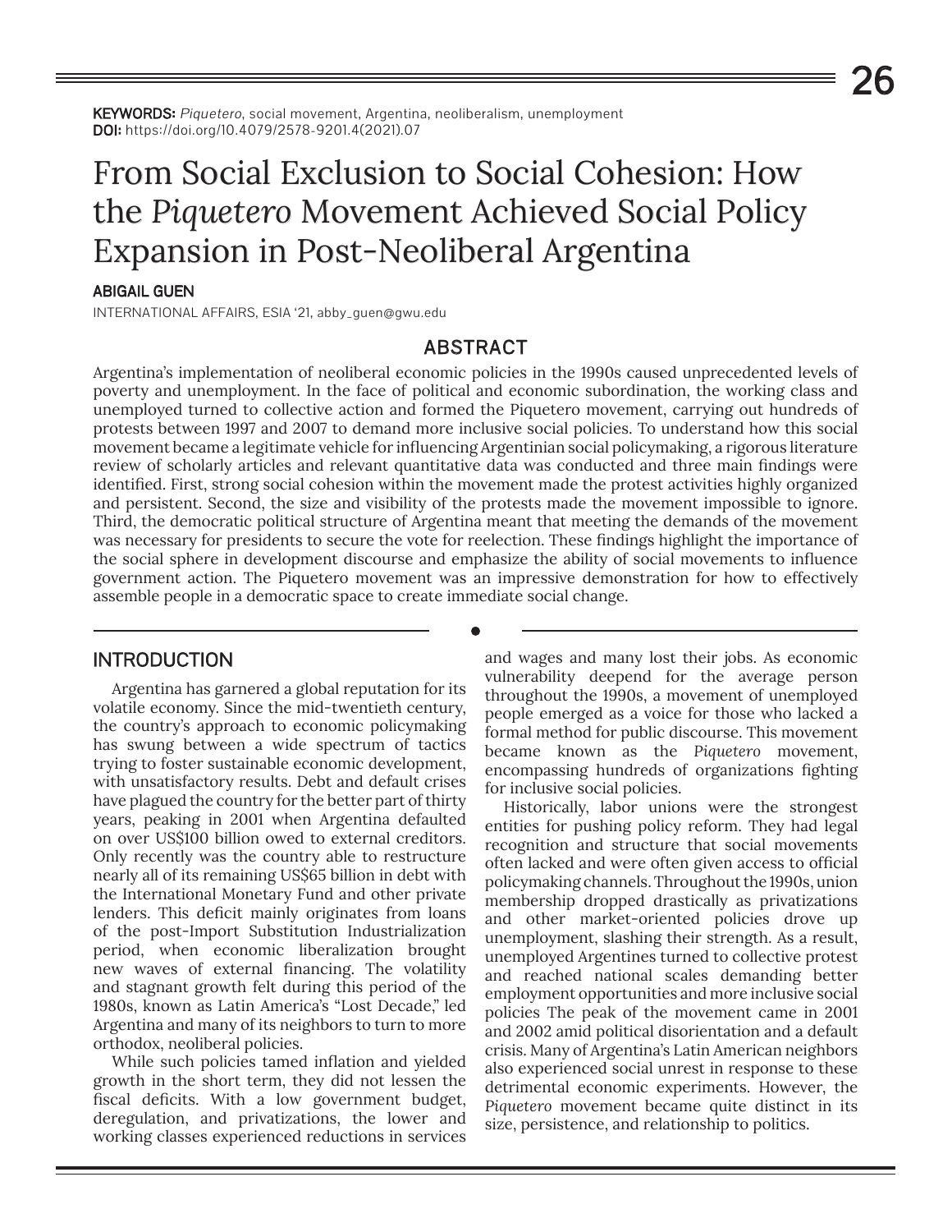**KEYWORDS:** *Piquetero*, social movement, Argentina, neoliberalism, unemployment
**DOI:** https://doi.org/10.4079/2578-9201.4(2021).07

# From Social Exclusion to Social Cohesion: How the *Piquetero* Movement Achieved Social Policy Expansion in Post-Neoliberal Argentina

**ABIGAIL GUEN**

INTERNATIONAL AFFAIRS, ESIA '21, abby_guen@gwu.edu

## ABSTRACT

Argentina's implementation of neoliberal economic policies in the 1990s caused unprecedented levels of poverty and unemployment. In the face of political and economic subordination, the working class and unemployed turned to collective action and formed the Piquetero movement, carrying out hundreds of protests between 1997 and 2007 to demand more inclusive social policies. To understand how this social movement became a legitimate vehicle for influencing Argentinian social policymaking, a rigorous literature review of scholarly articles and relevant quantitative data was conducted and three main findings were identified. First, strong social cohesion within the movement made the protest activities highly organized and persistent. Second, the size and visibility of the protests made the movement impossible to ignore. Third, the democratic political structure of Argentina meant that meeting the demands of the movement was necessary for presidents to secure the vote for reelection. These findings highlight the importance of the social sphere in development discourse and emphasize the ability of social movements to influence government action. The Piquetero movement was an impressive demonstration for how to effectively assemble people in a democratic space to create immediate social change.

## INTRODUCTION

Argentina has garnered a global reputation for its volatile economy. Since the mid-twentieth century, the country's approach to economic policymaking has swung between a wide spectrum of tactics trying to foster sustainable economic development, with unsatisfactory results. Debt and default crises have plagued the country for the better part of thirty years, peaking in 2001 when Argentina defaulted on over US$100 billion owed to external creditors. Only recently was the country able to restructure nearly all of its remaining US$65 billion in debt with the International Monetary Fund and other private lenders. This deficit mainly originates from loans of the post-Import Substitution Industrialization period, when economic liberalization brought new waves of external financing. The volatility and stagnant growth felt during this period of the 1980s, known as Latin America's "Lost Decade," led Argentina and many of its neighbors to turn to more orthodox, neoliberal policies.

While such policies tamed inflation and yielded growth in the short term, they did not lessen the fiscal deficits. With a low government budget, deregulation, and privatizations, the lower and working classes experienced reductions in services and wages and many lost their jobs. As economic vulnerability deepend for the average person throughout the 1990s, a movement of unemployed people emerged as a voice for those who lacked a formal method for public discourse. This movement became known as the *Piquetero* movement, encompassing hundreds of organizations fighting for inclusive social policies.

Historically, labor unions were the strongest entities for pushing policy reform. They had legal recognition and structure that social movements often lacked and were often given access to official policymaking channels. Throughout the 1990s, union membership dropped drastically as privatizations and other market-oriented policies drove up unemployment, slashing their strength. As a result, unemployed Argentines turned to collective protest and reached national scales demanding better employment opportunities and more inclusive social policies The peak of the movement came in 2001 and 2002 amid political disorientation and a default crisis. Many of Argentina's Latin American neighbors also experienced social unrest in response to these detrimental economic experiments. However, the *Piquetero* movement became quite distinct in its size, persistence, and relationship to politics.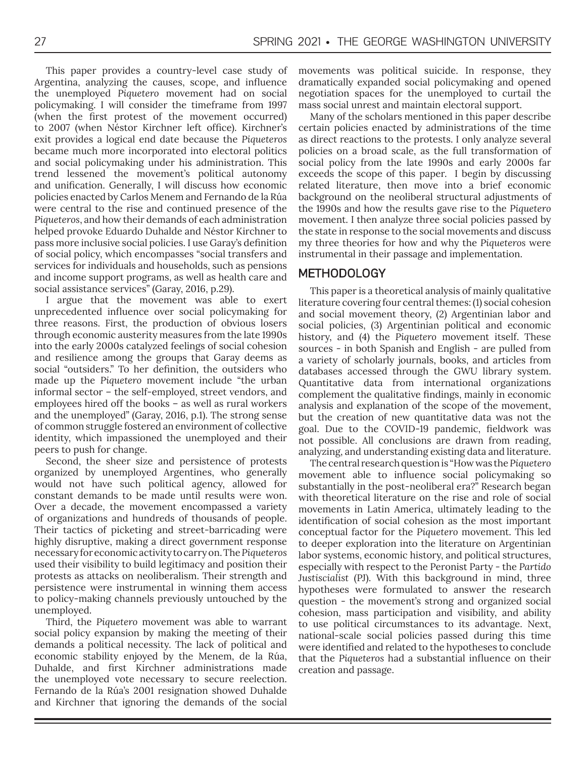This paper provides a country-level case study of Argentina, analyzing the causes, scope, and influence the unemployed *Piquetero* movement had on social policymaking. I will consider the timeframe from 1997 (when the first protest of the movement occurred) to 2007 (when Néstor Kirchner left office). Kirchner's exit provides a logical end date because the *Piqueteros* became much more incorporated into electoral politics and social policymaking under his administration. This trend lessened the movement's political autonomy and unification. Generally, I will discuss how economic policies enacted by Carlos Menem and Fernando de la Rúa were central to the rise and continued presence of the *Piqueteros*, and how their demands of each administration helped provoke Eduardo Duhalde and Néstor Kirchner to pass more inclusive social policies. I use Garay's definition of social policy, which encompasses "social transfers and services for individuals and households, such as pensions and income support programs, as well as health care and social assistance services" (Garay, 2016, p.29).

I argue that the movement was able to exert unprecedented influence over social policymaking for three reasons. First, the production of obvious losers through economic austerity measures from the late 1990s into the early 2000s catalyzed feelings of social cohesion and resilience among the groups that Garay deems as social "outsiders." To her definition, the outsiders who made up the *Piquetero* movement include "the urban informal sector – the self-employed, street vendors, and employees hired off the books – as well as rural workers and the unemployed" (Garay, 2016, p.1). The strong sense of common struggle fostered an environment of collective identity, which impassioned the unemployed and their peers to push for change.

Second, the sheer size and persistence of protests organized by unemployed Argentines, who generally would not have such political agency, allowed for constant demands to be made until results were won. Over a decade, the movement encompassed a variety of organizations and hundreds of thousands of people. Their tactics of picketing and street-barricading were highly disruptive, making a direct government response necessary for economic activity to carry on. The *Piqueteros* used their visibility to build legitimacy and position their protests as attacks on neoliberalism. Their strength and persistence were instrumental in winning them access to policy-making channels previously untouched by the unemployed.

Third, the *Piquetero* movement was able to warrant social policy expansion by making the meeting of their demands a political necessity. The lack of political and economic stability enjoyed by the Menem, de la Rúa, Duhalde, and first Kirchner administrations made the unemployed vote necessary to secure reelection. Fernando de la Rúa's 2001 resignation showed Duhalde and Kirchner that ignoring the demands of the social movements was political suicide. In response, they dramatically expanded social policymaking and opened negotiation spaces for the unemployed to curtail the mass social unrest and maintain electoral support.

Many of the scholars mentioned in this paper describe certain policies enacted by administrations of the time as direct reactions to the protests. I only analyze several policies on a broad scale, as the full transformation of social policy from the late 1990s and early 2000s far exceeds the scope of this paper. I begin by discussing related literature, then move into a brief economic background on the neoliberal structural adjustments of the 1990s and how the results gave rise to the *Piquetero* movement. I then analyze three social policies passed by the state in response to the social movements and discuss my three theories for how and why the *Piqueteros* were instrumental in their passage and implementation.

## METHODOLOGY

This paper is a theoretical analysis of mainly qualitative literature covering four central themes: (1) social cohesion and social movement theory, (2) Argentinian labor and social policies, (3) Argentinian political and economic history, and (4) the *Piquetero* movement itself. These sources - in both Spanish and English - are pulled from a variety of scholarly journals, books, and articles from databases accessed through the GWU library system. Quantitative data from international organizations complement the qualitative findings, mainly in economic analysis and explanation of the scope of the movement, but the creation of new quantitative data was not the goal. Due to the COVID-19 pandemic, fieldwork was not possible. All conclusions are drawn from reading, analyzing, and understanding existing data and literature.

The central research question is "How was the *Piquetero* movement able to influence social policymaking so substantially in the post-neoliberal era?" Research began with theoretical literature on the rise and role of social movements in Latin America, ultimately leading to the identification of social cohesion as the most important conceptual factor for the *Piquetero* movement. This led to deeper exploration into the literature on Argentinian labor systems, economic history, and political structures, especially with respect to the Peronist Party - the *Partido Justiscialist* (PJ). With this background in mind, three hypotheses were formulated to answer the research question - the movement's strong and organized social cohesion, mass participation and visibility, and ability to use political circumstances to its advantage. Next, national-scale social policies passed during this time were identified and related to the hypotheses to conclude that the *Piqueteros* had a substantial influence on their creation and passage.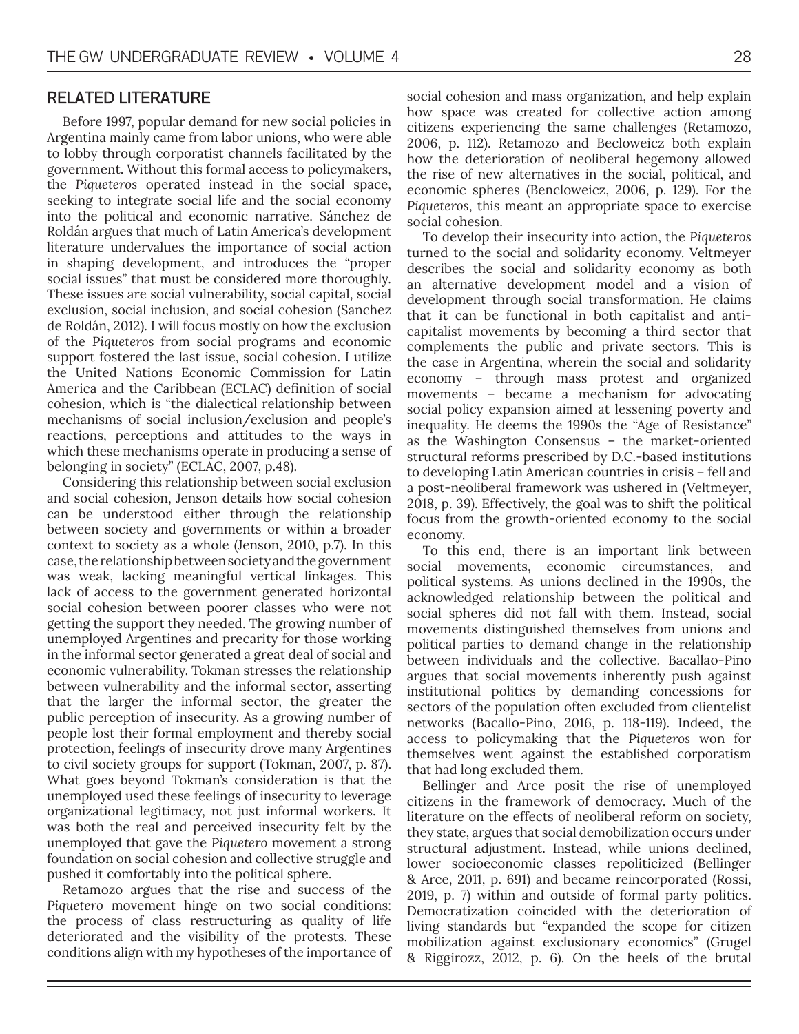## RELATED LITERATURE

Before 1997, popular demand for new social policies in Argentina mainly came from labor unions, who were able to lobby through corporatist channels facilitated by the government. Without this formal access to policymakers, the *Piqueteros* operated instead in the social space, seeking to integrate social life and the social economy into the political and economic narrative. Sánchez de Roldán argues that much of Latin America's development literature undervalues the importance of social action in shaping development, and introduces the "proper social issues" that must be considered more thoroughly. These issues are social vulnerability, social capital, social exclusion, social inclusion, and social cohesion (Sanchez de Roldán, 2012). I will focus mostly on how the exclusion of the *Piqueteros* from social programs and economic support fostered the last issue, social cohesion. I utilize the United Nations Economic Commission for Latin America and the Caribbean (ECLAC) definition of social cohesion, which is "the dialectical relationship between mechanisms of social inclusion/exclusion and people's reactions, perceptions and attitudes to the ways in which these mechanisms operate in producing a sense of belonging in society" (ECLAC, 2007, p.48).

Considering this relationship between social exclusion and social cohesion, Jenson details how social cohesion can be understood either through the relationship between society and governments or within a broader context to society as a whole (Jenson, 2010, p.7). In this case, the relationship between society and the government was weak, lacking meaningful vertical linkages. This lack of access to the government generated horizontal social cohesion between poorer classes who were not getting the support they needed. The growing number of unemployed Argentines and precarity for those working in the informal sector generated a great deal of social and economic vulnerability. Tokman stresses the relationship between vulnerability and the informal sector, asserting that the larger the informal sector, the greater the public perception of insecurity. As a growing number of people lost their formal employment and thereby social protection, feelings of insecurity drove many Argentines to civil society groups for support (Tokman, 2007, p. 87). What goes beyond Tokman's consideration is that the unemployed used these feelings of insecurity to leverage organizational legitimacy, not just informal workers. It was both the real and perceived insecurity felt by the unemployed that gave the *Piquetero* movement a strong foundation on social cohesion and collective struggle and pushed it comfortably into the political sphere.

Retamozo argues that the rise and success of the *Piquetero* movement hinge on two social conditions: the process of class restructuring as quality of life deteriorated and the visibility of the protests. These conditions align with my hypotheses of the importance of social cohesion and mass organization, and help explain how space was created for collective action among citizens experiencing the same challenges (Retamozo, 2006, p. 112). Retamozo and Becloweicz both explain how the deterioration of neoliberal hegemony allowed the rise of new alternatives in the social, political, and economic spheres (Bencloweicz, 2006, p. 129). For the *Piqueteros*, this meant an appropriate space to exercise social cohesion.

To develop their insecurity into action, the *Piqueteros* turned to the social and solidarity economy. Veltmeyer describes the social and solidarity economy as both an alternative development model and a vision of development through social transformation. He claims that it can be functional in both capitalist and anti-capitalist movements by becoming a third sector that complements the public and private sectors. This is the case in Argentina, wherein the social and solidarity economy – through mass protest and organized movements – became a mechanism for advocating social policy expansion aimed at lessening poverty and inequality. He deems the 1990s the "Age of Resistance" as the Washington Consensus – the market-oriented structural reforms prescribed by D.C.-based institutions to developing Latin American countries in crisis – fell and a post-neoliberal framework was ushered in (Veltmeyer, 2018, p. 39). Effectively, the goal was to shift the political focus from the growth-oriented economy to the social economy.

To this end, there is an important link between social movements, economic circumstances, and political systems. As unions declined in the 1990s, the acknowledged relationship between the political and social spheres did not fall with them. Instead, social movements distinguished themselves from unions and political parties to demand change in the relationship between individuals and the collective. Bacallao-Pino argues that social movements inherently push against institutional politics by demanding concessions for sectors of the population often excluded from clientelist networks (Bacallo-Pino, 2016, p. 118-119). Indeed, the access to policymaking that the *Piqueteros* won for themselves went against the established corporatism that had long excluded them.

Bellinger and Arce posit the rise of unemployed citizens in the framework of democracy. Much of the literature on the effects of neoliberal reform on society, they state, argues that social demobilization occurs under structural adjustment. Instead, while unions declined, lower socioeconomic classes repoliticized (Bellinger & Arce, 2011, p. 691) and became reincorporated (Rossi, 2019, p. 7) within and outside of formal party politics. Democratization coincided with the deterioration of living standards but "expanded the scope for citizen mobilization against exclusionary economics" (Grugel & Riggirozz, 2012, p. 6). On the heels of the brutal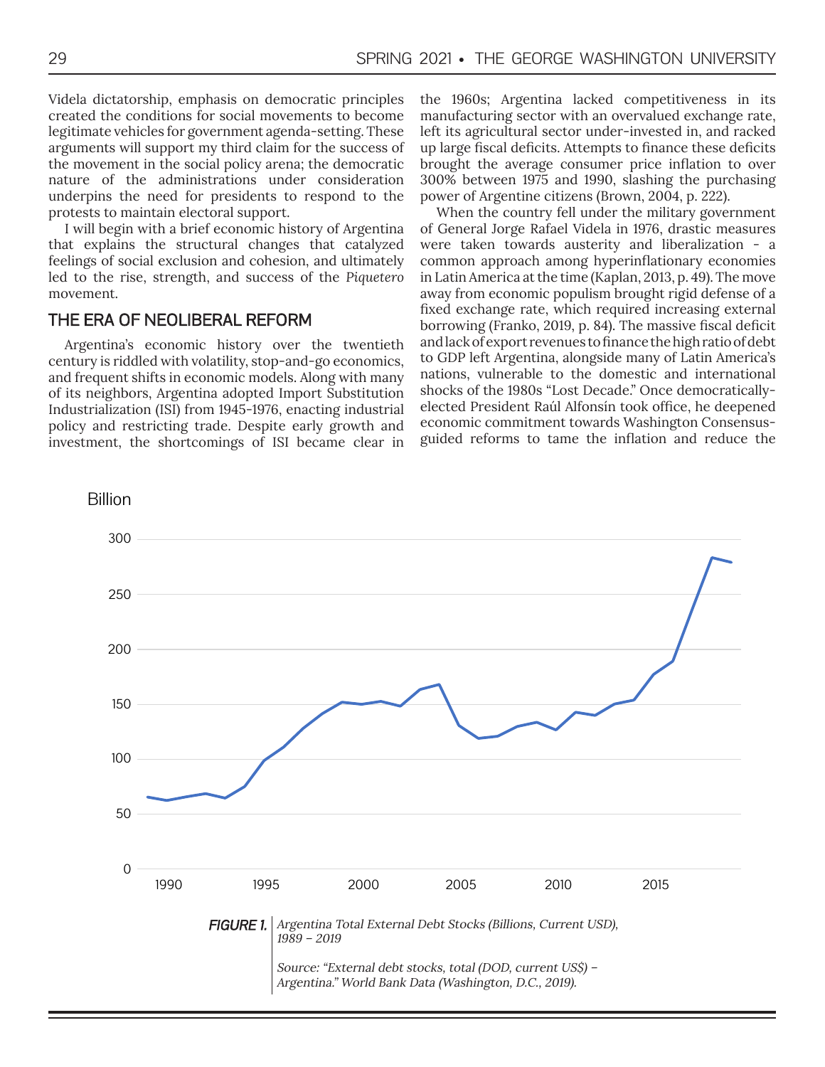Videla dictatorship, emphasis on democratic principles created the conditions for social movements to become legitimate vehicles for government agenda-setting. These arguments will support my third claim for the success of the movement in the social policy arena; the democratic nature of the administrations under consideration underpins the need for presidents to respond to the protests to maintain electoral support.

I will begin with a brief economic history of Argentina that explains the structural changes that catalyzed feelings of social exclusion and cohesion, and ultimately led to the rise, strength, and success of the *Piquetero* movement.

## THE ERA OF NEOLIBERAL REFORM

Argentina's economic history over the twentieth century is riddled with volatility, stop-and-go economics, and frequent shifts in economic models. Along with many of its neighbors, Argentina adopted Import Substitution Industrialization (ISI) from 1945-1976, enacting industrial policy and restricting trade. Despite early growth and investment, the shortcomings of ISI became clear in the 1960s; Argentina lacked competitiveness in its manufacturing sector with an overvalued exchange rate, left its agricultural sector under-invested in, and racked up large fiscal deficits. Attempts to finance these deficits brought the average consumer price inflation to over 300% between 1975 and 1990, slashing the purchasing power of Argentine citizens (Brown, 2004, p. 222).

When the country fell under the military government of General Jorge Rafael Videla in 1976, drastic measures were taken towards austerity and liberalization - a common approach among hyperinflationary economies in Latin America at the time (Kaplan, 2013, p. 49). The move away from economic populism brought rigid defense of a fixed exchange rate, which required increasing external borrowing (Franko, 2019, p. 84). The massive fiscal deficit and lack of export revenues to finance the high ratio of debt to GDP left Argentina, alongside many of Latin America's nations, vulnerable to the domestic and international shocks of the 1980s "Lost Decade." Once democratically-elected President Raúl Alfonsín took office, he deepened economic commitment towards Washington Consensus-guided reforms to tame the inflation and reduce the

**FIGURE 1.** *Argentina Total External Debt Stocks (Billions, Current USD), 1989 – 2019*

*Source: "External debt stocks, total (DOD, current US$) – Argentina." World Bank Data (Washington, D.C., 2019).*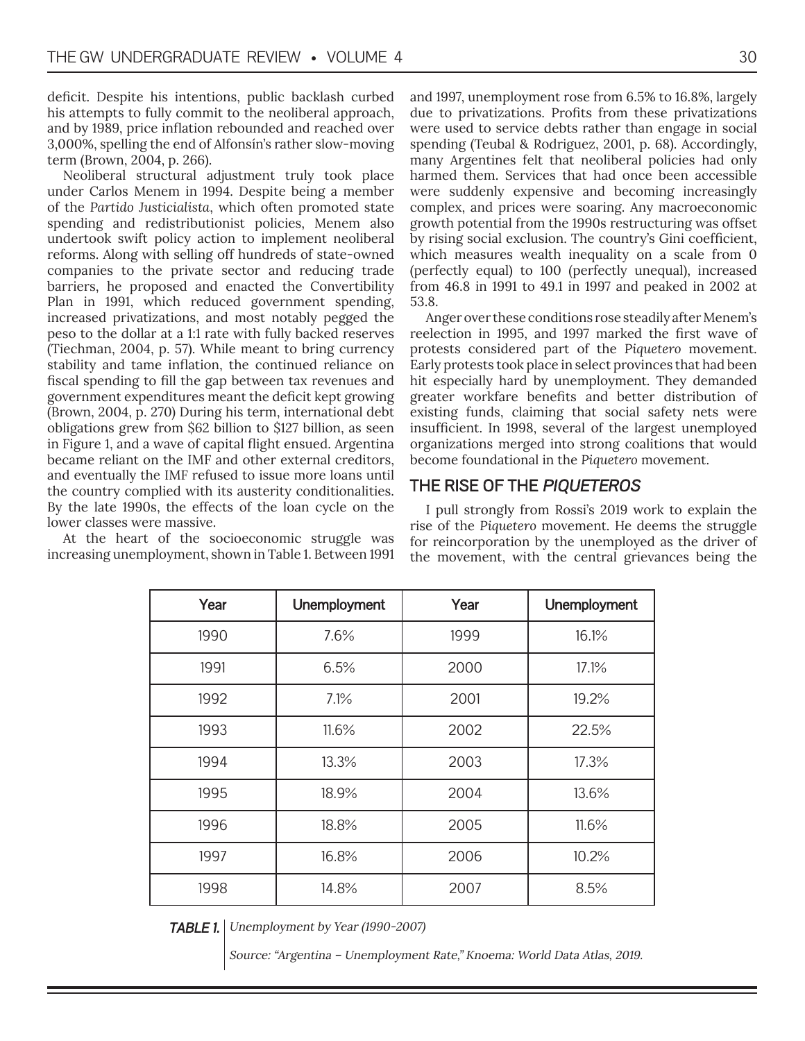deficit. Despite his intentions, public backlash curbed his attempts to fully commit to the neoliberal approach, and by 1989, price inflation rebounded and reached over 3,000%, spelling the end of Alfonsín's rather slow-moving term (Brown, 2004, p. 266).

Neoliberal structural adjustment truly took place under Carlos Menem in 1994. Despite being a member of the *Partido Justicialista*, which often promoted state spending and redistributionist policies, Menem also undertook swift policy action to implement neoliberal reforms. Along with selling off hundreds of state-owned companies to the private sector and reducing trade barriers, he proposed and enacted the Convertibility Plan in 1991, which reduced government spending, increased privatizations, and most notably pegged the peso to the dollar at a 1:1 rate with fully backed reserves (Tiechman, 2004, p. 57). While meant to bring currency stability and tame inflation, the continued reliance on fiscal spending to fill the gap between tax revenues and government expenditures meant the deficit kept growing (Brown, 2004, p. 270) During his term, international debt obligations grew from $62 billion to $127 billion, as seen in Figure 1, and a wave of capital flight ensued. Argentina became reliant on the IMF and other external creditors, and eventually the IMF refused to issue more loans until the country complied with its austerity conditionalities. By the late 1990s, the effects of the loan cycle on the lower classes were massive.

At the heart of the socioeconomic struggle was increasing unemployment, shown in Table 1. Between 1991 and 1997, unemployment rose from 6.5% to 16.8%, largely due to privatizations. Profits from these privatizations were used to service debts rather than engage in social spending (Teubal & Rodriguez, 2001, p. 68). Accordingly, many Argentines felt that neoliberal policies had only harmed them. Services that had once been accessible were suddenly expensive and becoming increasingly complex, and prices were soaring. Any macroeconomic growth potential from the 1990s restructuring was offset by rising social exclusion. The country's Gini coefficient, which measures wealth inequality on a scale from 0 (perfectly equal) to 100 (perfectly unequal), increased from 46.8 in 1991 to 49.1 in 1997 and peaked in 2002 at 53.8.

Anger over these conditions rose steadily after Menem's reelection in 1995, and 1997 marked the first wave of protests considered part of the *Piquetero* movement. Early protests took place in select provinces that had been hit especially hard by unemployment. They demanded greater workfare benefits and better distribution of existing funds, claiming that social safety nets were insufficient. In 1998, several of the largest unemployed organizations merged into strong coalitions that would become foundational in the *Piquetero* movement.

## THE RISE OF THE *PIQUETEROS*

I pull strongly from Rossi's 2019 work to explain the rise of the *Piquetero* movement. He deems the struggle for reincorporation by the unemployed as the driver of the movement, with the central grievances being the

| Year | Unemployment | Year | Unemployment |
|---|---|---|---|
| 1990 | 7.6% | 1999 | 16.1% |
| 1991 | 6.5% | 2000 | 17.1% |
| 1992 | 7.1% | 2001 | 19.2% |
| 1993 | 11.6% | 2002 | 22.5% |
| 1994 | 13.3% | 2003 | 17.3% |
| 1995 | 18.9% | 2004 | 13.6% |
| 1996 | 18.8% | 2005 | 11.6% |
| 1997 | 16.8% | 2006 | 10.2% |
| 1998 | 14.8% | 2007 | 8.5% |

***TABLE 1.*** *Unemployment by Year (1990-2007)*

*Source: "Argentina – Unemployment Rate," Knoema: World Data Atlas, 2019.*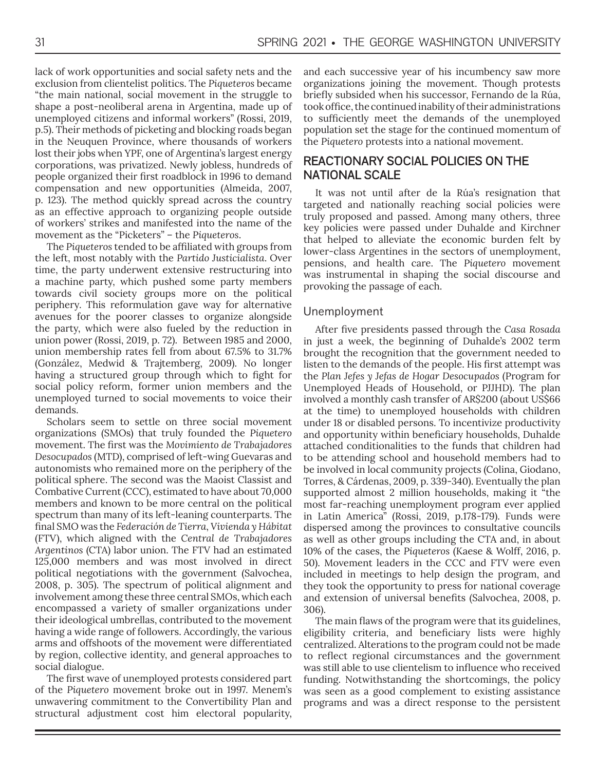lack of work opportunities and social safety nets and the exclusion from clientelist politics. The *Piqueteros* became "the main national, social movement in the struggle to shape a post-neoliberal arena in Argentina, made up of unemployed citizens and informal workers" (Rossi, 2019, p.5). Their methods of picketing and blocking roads began in the Neuquen Province, where thousands of workers lost their jobs when YPF, one of Argentina's largest energy corporations, was privatized. Newly jobless, hundreds of people organized their first roadblock in 1996 to demand compensation and new opportunities (Almeida, 2007, p. 123). The method quickly spread across the country as an effective approach to organizing people outside of workers' strikes and manifested into the name of the movement as the "Picketers" – the *Piqueteros*.

The *Piqueteros* tended to be affiliated with groups from the left, most notably with the *Partido Justicialista*. Over time, the party underwent extensive restructuring into a machine party, which pushed some party members towards civil society groups more on the political periphery. This reformulation gave way for alternative avenues for the poorer classes to organize alongside the party, which were also fueled by the reduction in union power (Rossi, 2019, p. 72). Between 1985 and 2000, union membership rates fell from about 67.5% to 31.7% (González, Medwid & Trajtemberg, 2009). No longer having a structured group through which to fight for social policy reform, former union members and the unemployed turned to social movements to voice their demands.

Scholars seem to settle on three social movement organizations (SMOs) that truly founded the *Piquetero* movement. The first was the *Movimiento de Trabajadores Desocupados* (MTD), comprised of left-wing Guevaras and autonomists who remained more on the periphery of the political sphere. The second was the Maoist Classist and Combative Current (CCC), estimated to have about 70,000 members and known to be more central on the political spectrum than many of its left-leaning counterparts. The final SMO was the *Federación de Tierra, Vivienda y Hábitat* (FTV), which aligned with the *Central de Trabajadores Argentinos* (CTA) labor union. The FTV had an estimated 125,000 members and was most involved in direct political negotiations with the government (Salvochea, 2008, p. 305). The spectrum of political alignment and involvement among these three central SMOs, which each encompassed a variety of smaller organizations under their ideological umbrellas, contributed to the movement having a wide range of followers. Accordingly, the various arms and offshoots of the movement were differentiated by region, collective identity, and general approaches to social dialogue.

The first wave of unemployed protests considered part of the *Piquetero* movement broke out in 1997. Menem's unwavering commitment to the Convertibility Plan and structural adjustment cost him electoral popularity, and each successive year of his incumbency saw more organizations joining the movement. Though protests briefly subsided when his successor, Fernando de la Rúa, took office, the continued inability of their administrations to sufficiently meet the demands of the unemployed population set the stage for the continued momentum of the *Piquetero* protests into a national movement.

## REACTIONARY SOCIAL POLICIES ON THE NATIONAL SCALE

It was not until after de la Rúa's resignation that targeted and nationally reaching social policies were truly proposed and passed. Among many others, three key policies were passed under Duhalde and Kirchner that helped to alleviate the economic burden felt by lower-class Argentines in the sectors of unemployment, pensions, and health care. The *Piquetero* movement was instrumental in shaping the social discourse and provoking the passage of each.

### Unemployment

After five presidents passed through the *Casa Rosada* in just a week, the beginning of Duhalde's 2002 term brought the recognition that the government needed to listen to the demands of the people. His first attempt was the *Plan Jefes y Jefas de Hogar Desocupados* (Program for Unemployed Heads of Household, or PJJHD). The plan involved a monthly cash transfer of AR$200 (about US$66 at the time) to unemployed households with children under 18 or disabled persons. To incentivize productivity and opportunity within beneficiary households, Duhalde attached conditionalities to the funds that children had to be attending school and household members had to be involved in local community projects (Colina, Giodano, Torres, & Cárdenas, 2009, p. 339-340). Eventually the plan supported almost 2 million households, making it "the most far-reaching unemployment program ever applied in Latin America" (Rossi, 2019, p.178-179). Funds were dispersed among the provinces to consultative councils as well as other groups including the CTA and, in about 10% of the cases, the *Piqueteros* (Kaese & Wolff, 2016, p. 50). Movement leaders in the CCC and FTV were even included in meetings to help design the program, and they took the opportunity to press for national coverage and extension of universal benefits (Salvochea, 2008, p. 306).

The main flaws of the program were that its guidelines, eligibility criteria, and beneficiary lists were highly centralized. Alterations to the program could not be made to reflect regional circumstances and the government was still able to use clientelism to influence who received funding. Notwithstanding the shortcomings, the policy was seen as a good complement to existing assistance programs and was a direct response to the persistent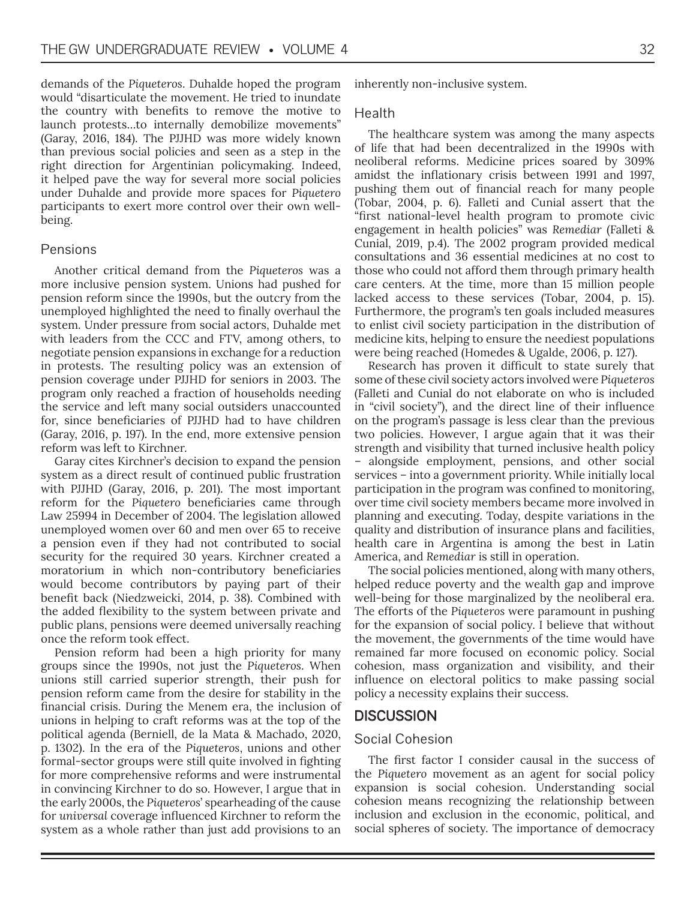demands of the *Piqueteros*. Duhalde hoped the program would "disarticulate the movement. He tried to inundate the country with benefits to remove the motive to launch protests…to internally demobilize movements" (Garay, 2016, 184). The PJJHD was more widely known than previous social policies and seen as a step in the right direction for Argentinian policymaking. Indeed, it helped pave the way for several more social policies under Duhalde and provide more spaces for *Piquetero* participants to exert more control over their own well-being.

### Pensions

Another critical demand from the *Piqueteros* was a more inclusive pension system. Unions had pushed for pension reform since the 1990s, but the outcry from the unemployed highlighted the need to finally overhaul the system. Under pressure from social actors, Duhalde met with leaders from the CCC and FTV, among others, to negotiate pension expansions in exchange for a reduction in protests. The resulting policy was an extension of pension coverage under PJJHD for seniors in 2003. The program only reached a fraction of households needing the service and left many social outsiders unaccounted for, since beneficiaries of PJJHD had to have children (Garay, 2016, p. 197). In the end, more extensive pension reform was left to Kirchner.

Garay cites Kirchner's decision to expand the pension system as a direct result of continued public frustration with PJJHD (Garay, 2016, p. 201). The most important reform for the *Piquetero* beneficiaries came through Law 25994 in December of 2004. The legislation allowed unemployed women over 60 and men over 65 to receive a pension even if they had not contributed to social security for the required 30 years. Kirchner created a moratorium in which non-contributory beneficiaries would become contributors by paying part of their benefit back (Niedzweicki, 2014, p. 38). Combined with the added flexibility to the system between private and public plans, pensions were deemed universally reaching once the reform took effect.

Pension reform had been a high priority for many groups since the 1990s, not just the *Piqueteros*. When unions still carried superior strength, their push for pension reform came from the desire for stability in the financial crisis. During the Menem era, the inclusion of unions in helping to craft reforms was at the top of the political agenda (Berniell, de la Mata & Machado, 2020, p. 1302). In the era of the *Piqueteros*, unions and other formal-sector groups were still quite involved in fighting for more comprehensive reforms and were instrumental in convincing Kirchner to do so. However, I argue that in the early 2000s, the *Piqueteros*' spearheading of the cause for *universal* coverage influenced Kirchner to reform the system as a whole rather than just add provisions to an inherently non-inclusive system.

### Health

The healthcare system was among the many aspects of life that had been decentralized in the 1990s with neoliberal reforms. Medicine prices soared by 309% amidst the inflationary crisis between 1991 and 1997, pushing them out of financial reach for many people (Tobar, 2004, p. 6). Falleti and Cunial assert that the "first national-level health program to promote civic engagement in health policies" was *Remediar* (Falleti & Cunial, 2019, p.4). The 2002 program provided medical consultations and 36 essential medicines at no cost to those who could not afford them through primary health care centers. At the time, more than 15 million people lacked access to these services (Tobar, 2004, p. 15). Furthermore, the program's ten goals included measures to enlist civil society participation in the distribution of medicine kits, helping to ensure the neediest populations were being reached (Homedes & Ugalde, 2006, p. 127).

Research has proven it difficult to state surely that some of these civil society actors involved were *Piqueteros* (Falleti and Cunial do not elaborate on who is included in "civil society"), and the direct line of their influence on the program's passage is less clear than the previous two policies. However, I argue again that it was their strength and visibility that turned inclusive health policy – alongside employment, pensions, and other social services – into a government priority. While initially local participation in the program was confined to monitoring, over time civil society members became more involved in planning and executing. Today, despite variations in the quality and distribution of insurance plans and facilities, health care in Argentina is among the best in Latin America, and *Remediar* is still in operation.

The social policies mentioned, along with many others, helped reduce poverty and the wealth gap and improve well-being for those marginalized by the neoliberal era. The efforts of the *Piqueteros* were paramount in pushing for the expansion of social policy. I believe that without the movement, the governments of the time would have remained far more focused on economic policy. Social cohesion, mass organization and visibility, and their influence on electoral politics to make passing social policy a necessity explains their success.

## DISCUSSION

### Social Cohesion

The first factor I consider causal in the success of the *Piquetero* movement as an agent for social policy expansion is social cohesion. Understanding social cohesion means recognizing the relationship between inclusion and exclusion in the economic, political, and social spheres of society. The importance of democracy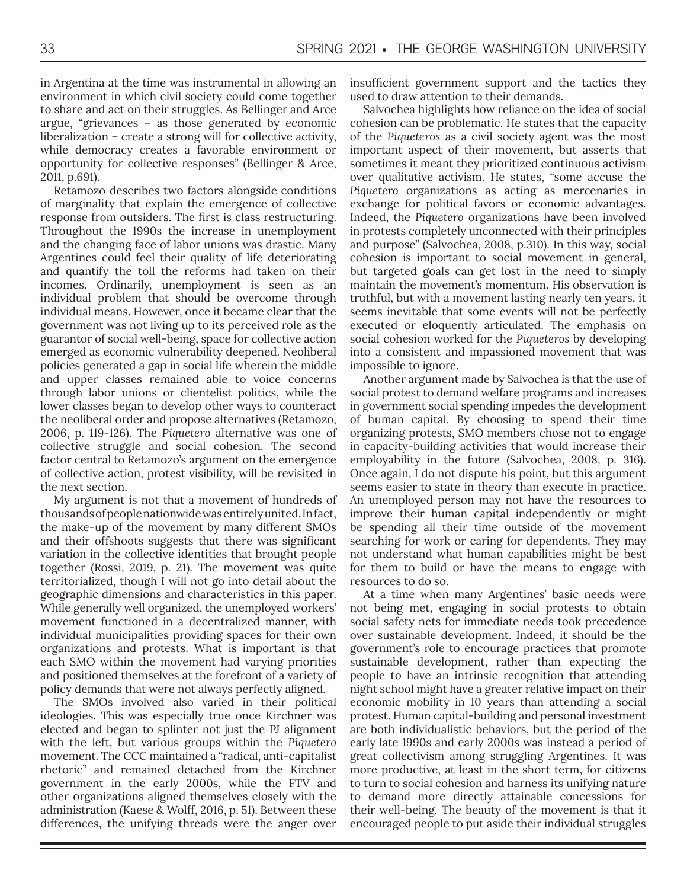in Argentina at the time was instrumental in allowing an environment in which civil society could come together to share and act on their struggles. As Bellinger and Arce argue, "grievances – as those generated by economic liberalization – create a strong will for collective activity, while democracy creates a favorable environment or opportunity for collective responses" (Bellinger & Arce, 2011, p.691).

Retamozo describes two factors alongside conditions of marginality that explain the emergence of collective response from outsiders. The first is class restructuring. Throughout the 1990s the increase in unemployment and the changing face of labor unions was drastic. Many Argentines could feel their quality of life deteriorating and quantify the toll the reforms had taken on their incomes. Ordinarily, unemployment is seen as an individual problem that should be overcome through individual means. However, once it became clear that the government was not living up to its perceived role as the guarantor of social well-being, space for collective action emerged as economic vulnerability deepened. Neoliberal policies generated a gap in social life wherein the middle and upper classes remained able to voice concerns through labor unions or clientelist politics, while the lower classes began to develop other ways to counteract the neoliberal order and propose alternatives (Retamozo, 2006, p. 119-126). The *Piquetero* alternative was one of collective struggle and social cohesion. The second factor central to Retamozo's argument on the emergence of collective action, protest visibility, will be revisited in the next section.

My argument is not that a movement of hundreds of thousands of people nationwide was entirely united. In fact, the make-up of the movement by many different SMOs and their offshoots suggests that there was significant variation in the collective identities that brought people together (Rossi, 2019, p. 21). The movement was quite territorialized, though I will not go into detail about the geographic dimensions and characteristics in this paper. While generally well organized, the unemployed workers' movement functioned in a decentralized manner, with individual municipalities providing spaces for their own organizations and protests. What is important is that each SMO within the movement had varying priorities and positioned themselves at the forefront of a variety of policy demands that were not always perfectly aligned.

The SMOs involved also varied in their political ideologies. This was especially true once Kirchner was elected and began to splinter not just the PJ alignment with the left, but various groups within the *Piquetero* movement. The CCC maintained a "radical, anti-capitalist rhetoric" and remained detached from the Kirchner government in the early 2000s, while the FTV and other organizations aligned themselves closely with the administration (Kaese & Wolff, 2016, p. 51). Between these differences, the unifying threads were the anger over insufficient government support and the tactics they used to draw attention to their demands.

Salvochea highlights how reliance on the idea of social cohesion can be problematic. He states that the capacity of the *Piqueteros* as a civil society agent was the most important aspect of their movement, but asserts that sometimes it meant they prioritized continuous activism over qualitative activism. He states, "some accuse the *Piquetero* organizations as acting as mercenaries in exchange for political favors or economic advantages. Indeed, the *Piquetero* organizations have been involved in protests completely unconnected with their principles and purpose" (Salvochea, 2008, p.310). In this way, social cohesion is important to social movement in general, but targeted goals can get lost in the need to simply maintain the movement's momentum. His observation is truthful, but with a movement lasting nearly ten years, it seems inevitable that some events will not be perfectly executed or eloquently articulated. The emphasis on social cohesion worked for the *Piqueteros* by developing into a consistent and impassioned movement that was impossible to ignore.

Another argument made by Salvochea is that the use of social protest to demand welfare programs and increases in government social spending impedes the development of human capital. By choosing to spend their time organizing protests, SMO members chose not to engage in capacity-building activities that would increase their employability in the future (Salvochea, 2008, p. 316). Once again, I do not dispute his point, but this argument seems easier to state in theory than execute in practice. An unemployed person may not have the resources to improve their human capital independently or might be spending all their time outside of the movement searching for work or caring for dependents. They may not understand what human capabilities might be best for them to build or have the means to engage with resources to do so.

At a time when many Argentines' basic needs were not being met, engaging in social protests to obtain social safety nets for immediate needs took precedence over sustainable development. Indeed, it should be the government's role to encourage practices that promote sustainable development, rather than expecting the people to have an intrinsic recognition that attending night school might have a greater relative impact on their economic mobility in 10 years than attending a social protest. Human capital-building and personal investment are both individualistic behaviors, but the period of the early late 1990s and early 2000s was instead a period of great collectivism among struggling Argentines. It was more productive, at least in the short term, for citizens to turn to social cohesion and harness its unifying nature to demand more directly attainable concessions for their well-being. The beauty of the movement is that it encouraged people to put aside their individual struggles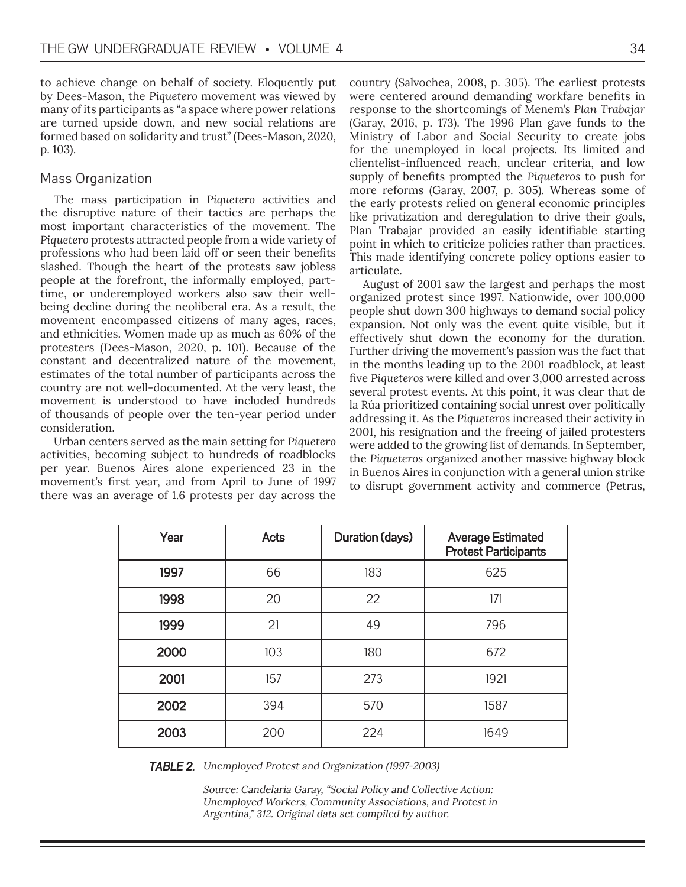to achieve change on behalf of society. Eloquently put by Dees-Mason, the *Piquetero* movement was viewed by many of its participants as "a space where power relations are turned upside down, and new social relations are formed based on solidarity and trust" (Dees-Mason, 2020, p. 103).

## Mass Organization

The mass participation in *Piquetero* activities and the disruptive nature of their tactics are perhaps the most important characteristics of the movement. The *Piquetero* protests attracted people from a wide variety of professions who had been laid off or seen their benefits slashed. Though the heart of the protests saw jobless people at the forefront, the informally employed, part-time, or underemployed workers also saw their well-being decline during the neoliberal era. As a result, the movement encompassed citizens of many ages, races, and ethnicities. Women made up as much as 60% of the protesters (Dees-Mason, 2020, p. 101). Because of the constant and decentralized nature of the movement, estimates of the total number of participants across the country are not well-documented. At the very least, the movement is understood to have included hundreds of thousands of people over the ten-year period under consideration.

Urban centers served as the main setting for *Piquetero* activities, becoming subject to hundreds of roadblocks per year. Buenos Aires alone experienced 23 in the movement's first year, and from April to June of 1997 there was an average of 1.6 protests per day across the country (Salvochea, 2008, p. 305). The earliest protests were centered around demanding workfare benefits in response to the shortcomings of Menem's *Plan Trabajar* (Garay, 2016, p. 173). The 1996 Plan gave funds to the Ministry of Labor and Social Security to create jobs for the unemployed in local projects. Its limited and clientelist-influenced reach, unclear criteria, and low supply of benefits prompted the *Piqueteros* to push for more reforms (Garay, 2007, p. 305). Whereas some of the early protests relied on general economic principles like privatization and deregulation to drive their goals, Plan Trabajar provided an easily identifiable starting point in which to criticize policies rather than practices. This made identifying concrete policy options easier to articulate.

August of 2001 saw the largest and perhaps the most organized protest since 1997. Nationwide, over 100,000 people shut down 300 highways to demand social policy expansion. Not only was the event quite visible, but it effectively shut down the economy for the duration. Further driving the movement's passion was the fact that in the months leading up to the 2001 roadblock, at least five *Piqueteros* were killed and over 3,000 arrested across several protest events. At this point, it was clear that de la Rúa prioritized containing social unrest over politically addressing it. As the *Piqueteros* increased their activity in 2001, his resignation and the freeing of jailed protesters were added to the growing list of demands. In September, the *Piqueteros* organized another massive highway block in Buenos Aires in conjunction with a general union strike to disrupt government activity and commerce (Petras,

| Year | Acts | Duration (days) | Average Estimated Protest Participants |
|---|---|---|---|
| 1997 | 66 | 183 | 625 |
| 1998 | 20 | 22 | 171 |
| 1999 | 21 | 49 | 796 |
| 2000 | 103 | 180 | 672 |
| 2001 | 157 | 273 | 1921 |
| 2002 | 394 | 570 | 1587 |
| 2003 | 200 | 224 | 1649 |

**TABLE 2.** *Unemployed Protest and Organization (1997-2003)*

*Source: Candelaria Garay, "Social Policy and Collective Action: Unemployed Workers, Community Associations, and Protest in Argentina," 312. Original data set compiled by author.*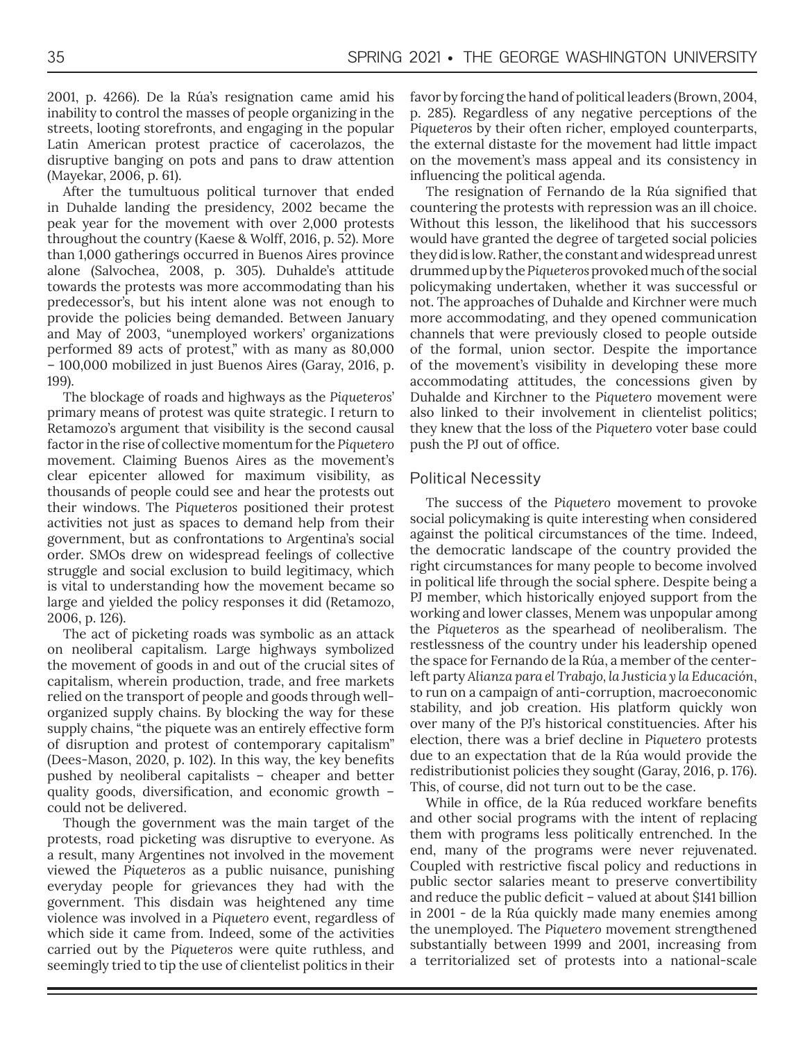2001, p. 4266). De la Rúa's resignation came amid his inability to control the masses of people organizing in the streets, looting storefronts, and engaging in the popular Latin American protest practice of cacerolazos, the disruptive banging on pots and pans to draw attention (Mayekar, 2006, p. 61).

After the tumultuous political turnover that ended in Duhalde landing the presidency, 2002 became the peak year for the movement with over 2,000 protests throughout the country (Kaese & Wolff, 2016, p. 52). More than 1,000 gatherings occurred in Buenos Aires province alone (Salvochea, 2008, p. 305). Duhalde's attitude towards the protests was more accommodating than his predecessor's, but his intent alone was not enough to provide the policies being demanded. Between January and May of 2003, "unemployed workers' organizations performed 89 acts of protest," with as many as 80,000 – 100,000 mobilized in just Buenos Aires (Garay, 2016, p. 199).

The blockage of roads and highways as the *Piqueteros*' primary means of protest was quite strategic. I return to Retamozo's argument that visibility is the second causal factor in the rise of collective momentum for the *Piquetero* movement. Claiming Buenos Aires as the movement's clear epicenter allowed for maximum visibility, as thousands of people could see and hear the protests out their windows. The *Piqueteros* positioned their protest activities not just as spaces to demand help from their government, but as confrontations to Argentina's social order. SMOs drew on widespread feelings of collective struggle and social exclusion to build legitimacy, which is vital to understanding how the movement became so large and yielded the policy responses it did (Retamozo, 2006, p. 126).

The act of picketing roads was symbolic as an attack on neoliberal capitalism. Large highways symbolized the movement of goods in and out of the crucial sites of capitalism, wherein production, trade, and free markets relied on the transport of people and goods through well-organized supply chains. By blocking the way for these supply chains, "the piquete was an entirely effective form of disruption and protest of contemporary capitalism" (Dees-Mason, 2020, p. 102). In this way, the key benefits pushed by neoliberal capitalists – cheaper and better quality goods, diversification, and economic growth – could not be delivered.

Though the government was the main target of the protests, road picketing was disruptive to everyone. As a result, many Argentines not involved in the movement viewed the *Piqueteros* as a public nuisance, punishing everyday people for grievances they had with the government. This disdain was heightened any time violence was involved in a *Piquetero* event, regardless of which side it came from. Indeed, some of the activities carried out by the *Piqueteros* were quite ruthless, and seemingly tried to tip the use of clientelist politics in their favor by forcing the hand of political leaders (Brown, 2004, p. 285). Regardless of any negative perceptions of the *Piqueteros* by their often richer, employed counterparts, the external distaste for the movement had little impact on the movement's mass appeal and its consistency in influencing the political agenda.

The resignation of Fernando de la Rúa signified that countering the protests with repression was an ill choice. Without this lesson, the likelihood that his successors would have granted the degree of targeted social policies they did is low. Rather, the constant and widespread unrest drummed up by the *Piqueteros* provoked much of the social policymaking undertaken, whether it was successful or not. The approaches of Duhalde and Kirchner were much more accommodating, and they opened communication channels that were previously closed to people outside of the formal, union sector. Despite the importance of the movement's visibility in developing these more accommodating attitudes, the concessions given by Duhalde and Kirchner to the *Piquetero* movement were also linked to their involvement in clientelist politics; they knew that the loss of the *Piquetero* voter base could push the PJ out of office.

## Political Necessity

The success of the *Piquetero* movement to provoke social policymaking is quite interesting when considered against the political circumstances of the time. Indeed, the democratic landscape of the country provided the right circumstances for many people to become involved in political life through the social sphere. Despite being a PJ member, which historically enjoyed support from the working and lower classes, Menem was unpopular among the *Piqueteros* as the spearhead of neoliberalism. The restlessness of the country under his leadership opened the space for Fernando de la Rúa, a member of the center-left party *Alianza para el Trabajo, la Justicia y la Educación*, to run on a campaign of anti-corruption, macroeconomic stability, and job creation. His platform quickly won over many of the PJ's historical constituencies. After his election, there was a brief decline in *Piquetero* protests due to an expectation that de la Rúa would provide the redistributionist policies they sought (Garay, 2016, p. 176). This, of course, did not turn out to be the case.

While in office, de la Rúa reduced workfare benefits and other social programs with the intent of replacing them with programs less politically entrenched. In the end, many of the programs were never rejuvenated. Coupled with restrictive fiscal policy and reductions in public sector salaries meant to preserve convertibility and reduce the public deficit – valued at about $141 billion in 2001 - de la Rúa quickly made many enemies among the unemployed. The *Piquetero* movement strengthened substantially between 1999 and 2001, increasing from a territorialized set of protests into a national-scale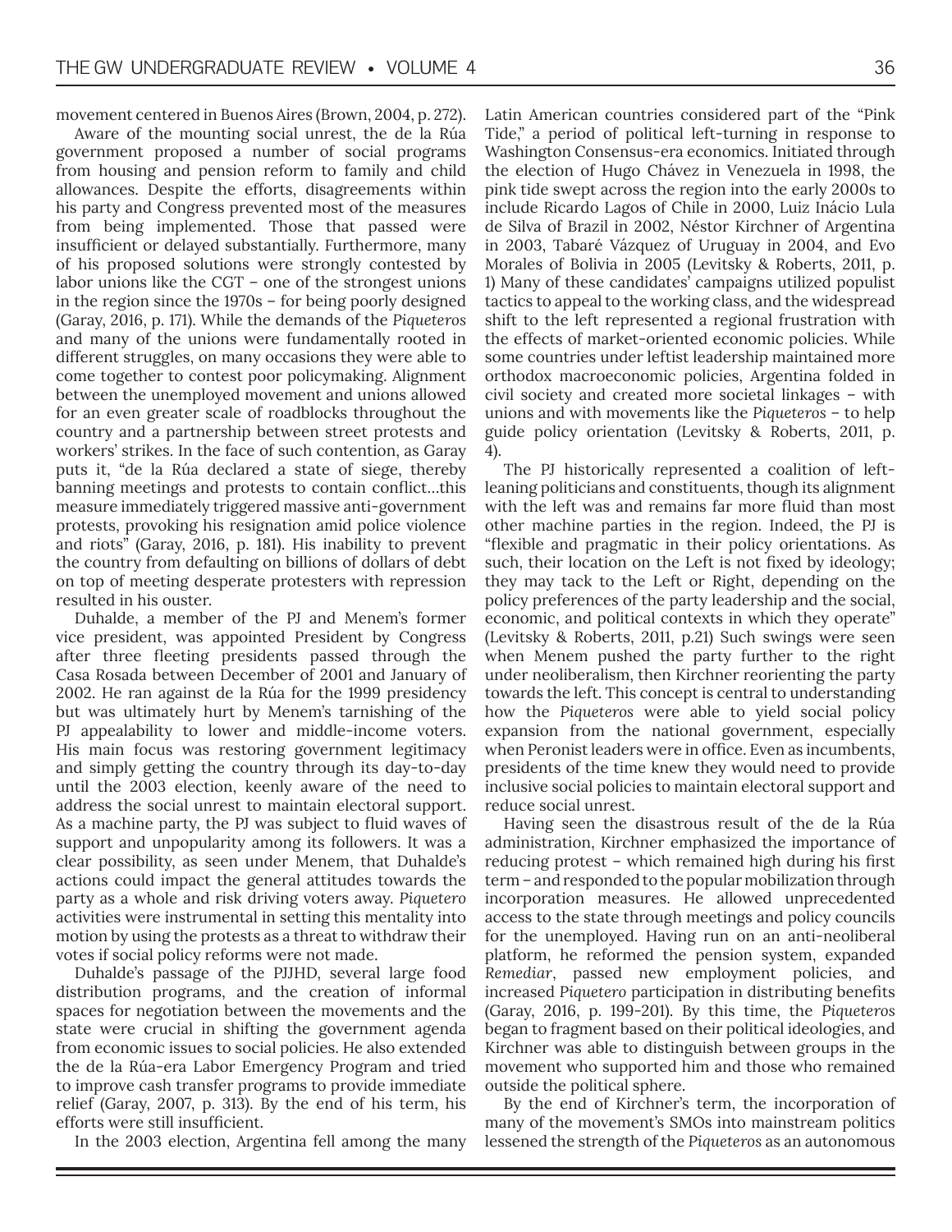movement centered in Buenos Aires (Brown, 2004, p. 272).

Aware of the mounting social unrest, the de la Rúa government proposed a number of social programs from housing and pension reform to family and child allowances. Despite the efforts, disagreements within his party and Congress prevented most of the measures from being implemented. Those that passed were insufficient or delayed substantially. Furthermore, many of his proposed solutions were strongly contested by labor unions like the CGT – one of the strongest unions in the region since the 1970s – for being poorly designed (Garay, 2016, p. 171). While the demands of the *Piqueteros* and many of the unions were fundamentally rooted in different struggles, on many occasions they were able to come together to contest poor policymaking. Alignment between the unemployed movement and unions allowed for an even greater scale of roadblocks throughout the country and a partnership between street protests and workers' strikes. In the face of such contention, as Garay puts it, "de la Rúa declared a state of siege, thereby banning meetings and protests to contain conflict…this measure immediately triggered massive anti-government protests, provoking his resignation amid police violence and riots" (Garay, 2016, p. 181). His inability to prevent the country from defaulting on billions of dollars of debt on top of meeting desperate protesters with repression resulted in his ouster.

Duhalde, a member of the PJ and Menem's former vice president, was appointed President by Congress after three fleeting presidents passed through the Casa Rosada between December of 2001 and January of 2002. He ran against de la Rúa for the 1999 presidency but was ultimately hurt by Menem's tarnishing of the PJ appealability to lower and middle-income voters. His main focus was restoring government legitimacy and simply getting the country through its day-to-day until the 2003 election, keenly aware of the need to address the social unrest to maintain electoral support. As a machine party, the PJ was subject to fluid waves of support and unpopularity among its followers. It was a clear possibility, as seen under Menem, that Duhalde's actions could impact the general attitudes towards the party as a whole and risk driving voters away. *Piquetero* activities were instrumental in setting this mentality into motion by using the protests as a threat to withdraw their votes if social policy reforms were not made.

Duhalde's passage of the PJJHD, several large food distribution programs, and the creation of informal spaces for negotiation between the movements and the state were crucial in shifting the government agenda from economic issues to social policies. He also extended the de la Rúa-era Labor Emergency Program and tried to improve cash transfer programs to provide immediate relief (Garay, 2007, p. 313). By the end of his term, his efforts were still insufficient.

In the 2003 election, Argentina fell among the many Latin American countries considered part of the "Pink Tide," a period of political left-turning in response to Washington Consensus-era economics. Initiated through the election of Hugo Chávez in Venezuela in 1998, the pink tide swept across the region into the early 2000s to include Ricardo Lagos of Chile in 2000, Luiz Inácio Lula de Silva of Brazil in 2002, Néstor Kirchner of Argentina in 2003, Tabaré Vázquez of Uruguay in 2004, and Evo Morales of Bolivia in 2005 (Levitsky & Roberts, 2011, p. 1) Many of these candidates' campaigns utilized populist tactics to appeal to the working class, and the widespread shift to the left represented a regional frustration with the effects of market-oriented economic policies. While some countries under leftist leadership maintained more orthodox macroeconomic policies, Argentina folded in civil society and created more societal linkages – with unions and with movements like the *Piqueteros* – to help guide policy orientation (Levitsky & Roberts, 2011, p. 4).

The PJ historically represented a coalition of left-leaning politicians and constituents, though its alignment with the left was and remains far more fluid than most other machine parties in the region. Indeed, the PJ is "flexible and pragmatic in their policy orientations. As such, their location on the Left is not fixed by ideology; they may tack to the Left or Right, depending on the policy preferences of the party leadership and the social, economic, and political contexts in which they operate" (Levitsky & Roberts, 2011, p.21) Such swings were seen when Menem pushed the party further to the right under neoliberalism, then Kirchner reorienting the party towards the left. This concept is central to understanding how the *Piqueteros* were able to yield social policy expansion from the national government, especially when Peronist leaders were in office. Even as incumbents, presidents of the time knew they would need to provide inclusive social policies to maintain electoral support and reduce social unrest.

Having seen the disastrous result of the de la Rúa administration, Kirchner emphasized the importance of reducing protest – which remained high during his first term – and responded to the popular mobilization through incorporation measures. He allowed unprecedented access to the state through meetings and policy councils for the unemployed. Having run on an anti-neoliberal platform, he reformed the pension system, expanded *Remediar*, passed new employment policies, and increased *Piquetero* participation in distributing benefits (Garay, 2016, p. 199-201). By this time, the *Piqueteros* began to fragment based on their political ideologies, and Kirchner was able to distinguish between groups in the movement who supported him and those who remained outside the political sphere.

By the end of Kirchner's term, the incorporation of many of the movement's SMOs into mainstream politics lessened the strength of the *Piqueteros* as an autonomous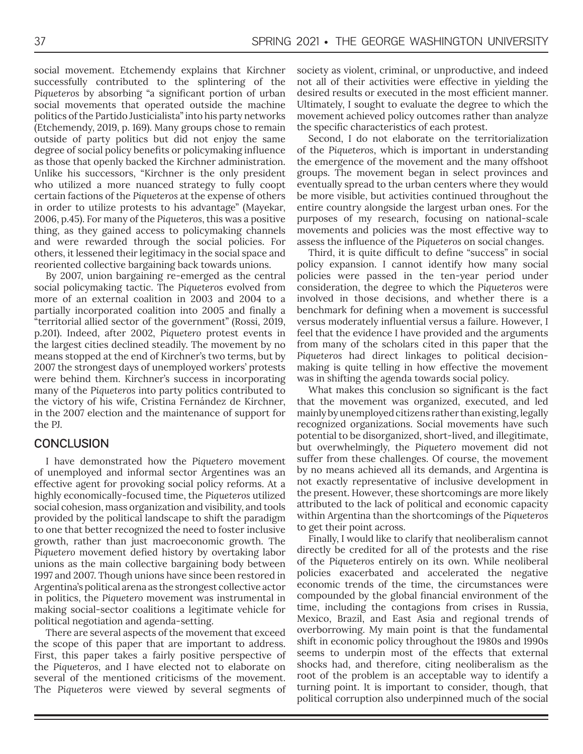social movement. Etchemendy explains that Kirchner successfully contributed to the splintering of the *Piqueteros* by absorbing "a significant portion of urban social movements that operated outside the machine politics of the Partido Justicialista" into his party networks (Etchemendy, 2019, p. 169). Many groups chose to remain outside of party politics but did not enjoy the same degree of social policy benefits or policymaking influence as those that openly backed the Kirchner administration. Unlike his successors, "Kirchner is the only president who utilized a more nuanced strategy to fully coopt certain factions of the *Piqueteros* at the expense of others in order to utilize protests to his advantage" (Mayekar, 2006, p.45). For many of the *Piqueteros*, this was a positive thing, as they gained access to policymaking channels and were rewarded through the social policies. For others, it lessened their legitimacy in the social space and reoriented collective bargaining back towards unions.

By 2007, union bargaining re-emerged as the central social policymaking tactic. The *Piqueteros* evolved from more of an external coalition in 2003 and 2004 to a partially incorporated coalition into 2005 and finally a "territorial allied sector of the government" (Rossi, 2019, p.201). Indeed, after 2002, *Piquetero* protest events in the largest cities declined steadily. The movement by no means stopped at the end of Kirchner's two terms, but by 2007 the strongest days of unemployed workers' protests were behind them. Kirchner's success in incorporating many of the *Piqueteros* into party politics contributed to the victory of his wife, Cristina Fernández de Kirchner, in the 2007 election and the maintenance of support for the PJ.

## CONCLUSION

I have demonstrated how the *Piquetero* movement of unemployed and informal sector Argentines was an effective agent for provoking social policy reforms. At a highly economically-focused time, the *Piqueteros* utilized social cohesion, mass organization and visibility, and tools provided by the political landscape to shift the paradigm to one that better recognized the need to foster inclusive growth, rather than just macroeconomic growth. The *Piquetero* movement defied history by overtaking labor unions as the main collective bargaining body between 1997 and 2007. Though unions have since been restored in Argentina's political arena as the strongest collective actor in politics, the *Piquetero* movement was instrumental in making social-sector coalitions a legitimate vehicle for political negotiation and agenda-setting.

There are several aspects of the movement that exceed the scope of this paper that are important to address. First, this paper takes a fairly positive perspective of the *Piqueteros*, and I have elected not to elaborate on several of the mentioned criticisms of the movement. The *Piqueteros* were viewed by several segments of society as violent, criminal, or unproductive, and indeed not all of their activities were effective in yielding the desired results or executed in the most efficient manner. Ultimately, I sought to evaluate the degree to which the movement achieved policy outcomes rather than analyze the specific characteristics of each protest.

Second, I do not elaborate on the territorialization of the *Piqueteros*, which is important in understanding the emergence of the movement and the many offshoot groups. The movement began in select provinces and eventually spread to the urban centers where they would be more visible, but activities continued throughout the entire country alongside the largest urban ones. For the purposes of my research, focusing on national-scale movements and policies was the most effective way to assess the influence of the *Piqueteros* on social changes.

Third, it is quite difficult to define "success" in social policy expansion. I cannot identify how many social policies were passed in the ten-year period under consideration, the degree to which the *Piqueteros* were involved in those decisions, and whether there is a benchmark for defining when a movement is successful versus moderately influential versus a failure. However, I feel that the evidence I have provided and the arguments from many of the scholars cited in this paper that the *Piqueteros* had direct linkages to political decision-making is quite telling in how effective the movement was in shifting the agenda towards social policy.

What makes this conclusion so significant is the fact that the movement was organized, executed, and led mainly by unemployed citizens rather than existing, legally recognized organizations. Social movements have such potential to be disorganized, short-lived, and illegitimate, but overwhelmingly, the *Piquetero* movement did not suffer from these challenges. Of course, the movement by no means achieved all its demands, and Argentina is not exactly representative of inclusive development in the present. However, these shortcomings are more likely attributed to the lack of political and economic capacity within Argentina than the shortcomings of the *Piqueteros* to get their point across.

Finally, I would like to clarify that neoliberalism cannot directly be credited for all of the protests and the rise of the *Piqueteros* entirely on its own. While neoliberal policies exacerbated and accelerated the negative economic trends of the time, the circumstances were compounded by the global financial environment of the time, including the contagions from crises in Russia, Mexico, Brazil, and East Asia and regional trends of overborrowing. My main point is that the fundamental shift in economic policy throughout the 1980s and 1990s seems to underpin most of the effects that external shocks had, and therefore, citing neoliberalism as the root of the problem is an acceptable way to identify a turning point. It is important to consider, though, that political corruption also underpinned much of the social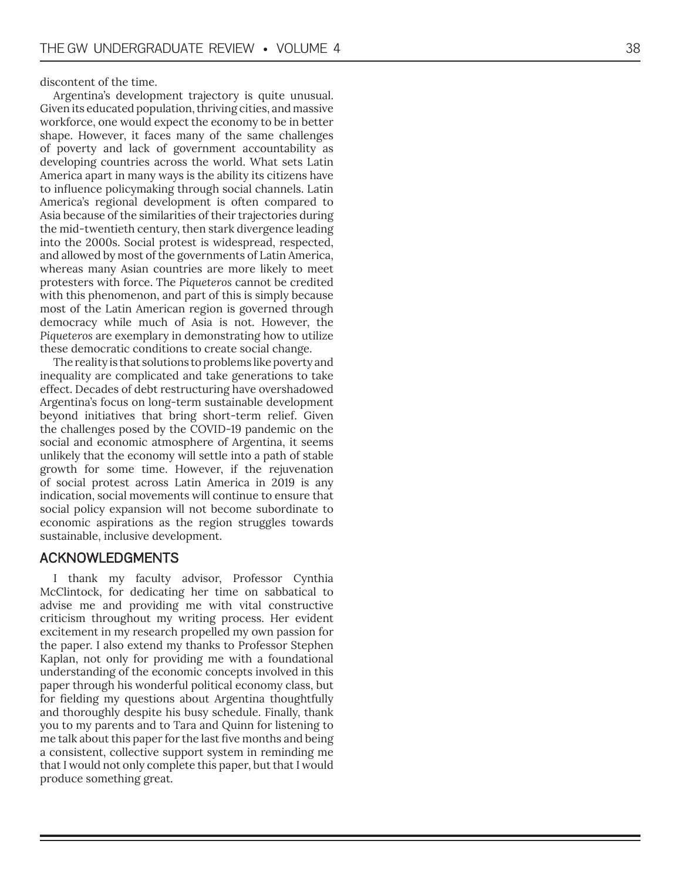discontent of the time.

Argentina's development trajectory is quite unusual. Given its educated population, thriving cities, and massive workforce, one would expect the economy to be in better shape. However, it faces many of the same challenges of poverty and lack of government accountability as developing countries across the world. What sets Latin America apart in many ways is the ability its citizens have to influence policymaking through social channels. Latin America's regional development is often compared to Asia because of the similarities of their trajectories during the mid-twentieth century, then stark divergence leading into the 2000s. Social protest is widespread, respected, and allowed by most of the governments of Latin America, whereas many Asian countries are more likely to meet protesters with force. The *Piqueteros* cannot be credited with this phenomenon, and part of this is simply because most of the Latin American region is governed through democracy while much of Asia is not. However, the *Piqueteros* are exemplary in demonstrating how to utilize these democratic conditions to create social change.

The reality is that solutions to problems like poverty and inequality are complicated and take generations to take effect. Decades of debt restructuring have overshadowed Argentina's focus on long-term sustainable development beyond initiatives that bring short-term relief. Given the challenges posed by the COVID-19 pandemic on the social and economic atmosphere of Argentina, it seems unlikely that the economy will settle into a path of stable growth for some time. However, if the rejuvenation of social protest across Latin America in 2019 is any indication, social movements will continue to ensure that social policy expansion will not become subordinate to economic aspirations as the region struggles towards sustainable, inclusive development.

## ACKNOWLEDGMENTS

I thank my faculty advisor, Professor Cynthia McClintock, for dedicating her time on sabbatical to advise me and providing me with vital constructive criticism throughout my writing process. Her evident excitement in my research propelled my own passion for the paper. I also extend my thanks to Professor Stephen Kaplan, not only for providing me with a foundational understanding of the economic concepts involved in this paper through his wonderful political economy class, but for fielding my questions about Argentina thoughtfully and thoroughly despite his busy schedule. Finally, thank you to my parents and to Tara and Quinn for listening to me talk about this paper for the last five months and being a consistent, collective support system in reminding me that I would not only complete this paper, but that I would produce something great.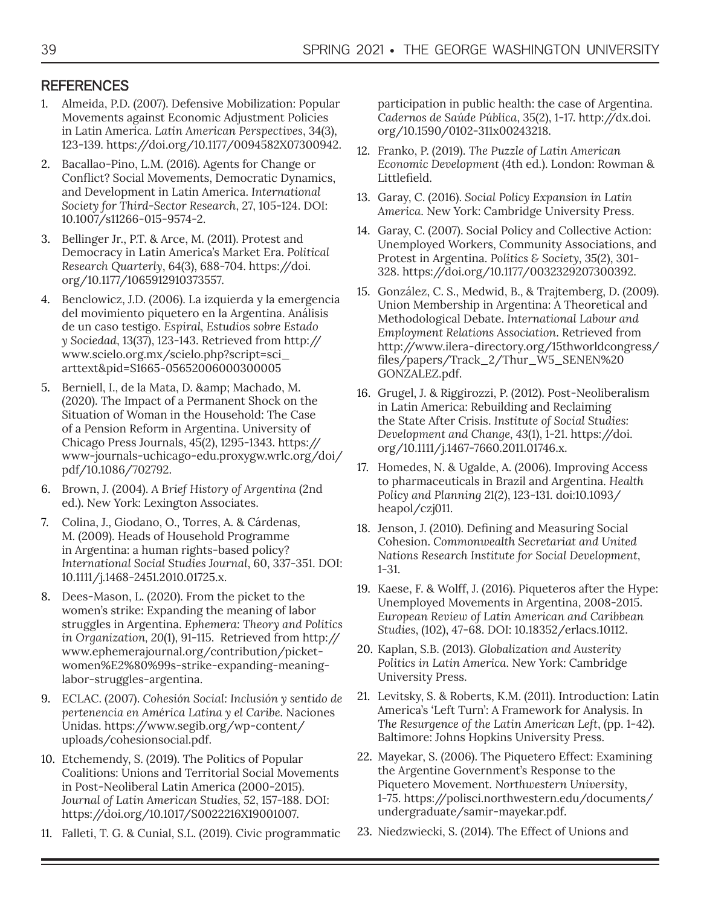## REFERENCES

1. Almeida, P.D. (2007). Defensive Mobilization: Popular Movements against Economic Adjustment Policies in Latin America. *Latin American Perspectives*, 34(3), 123-139. https://doi.org/10.1177/0094582X07300942.
2. Bacallao-Pino, L.M. (2016). Agents for Change or Conflict? Social Movements, Democratic Dynamics, and Development in Latin America. *International Society for Third-Sector Research*, 27, 105-124. DOI: 10.1007/s11266-015-9574-2.
3. Bellinger Jr., P.T. & Arce, M. (2011). Protest and Democracy in Latin America's Market Era. *Political Research Quarterly*, 64(3), 688-704. https://doi.org/10.1177/1065912910373557.
4. Benclowicz, J.D. (2006). La izquierda y la emergencia del movimiento piquetero en la Argentina. Análisis de un caso testigo. *Espiral, Estudios sobre Estado y Sociedad*, 13(37), 123-143. Retrieved from http://www.scielo.org.mx/scielo.php?script=sci_arttext&pid=S1665-05652006000300005
5. Berniell, I., de la Mata, D. &amp; Machado, M. (2020). The Impact of a Permanent Shock on the Situation of Woman in the Household: The Case of a Pension Reform in Argentina. University of Chicago Press Journals, 45(2), 1295-1343. https://www-journals-uchicago-edu.proxygw.wrlc.org/doi/pdf/10.1086/702792.
6. Brown, J. (2004). *A Brief History of Argentina* (2nd ed.). New York: Lexington Associates.
7. Colina, J., Giodano, O., Torres, A. & Cárdenas, M. (2009). Heads of Household Programme in Argentina: a human rights-based policy? *International Social Studies Journal*, 60, 337-351. DOI: 10.1111/j.1468-2451.2010.01725.x.
8. Dees-Mason, L. (2020). From the picket to the women's strike: Expanding the meaning of labor struggles in Argentina. *Ephemera: Theory and Politics in Organization, 20*(1), 91-115. Retrieved from http://www.ephemerajournal.org/contribution/picket-women%E2%80%99s-strike-expanding-meaning-labor-struggles-argentina.
9. ECLAC. (2007). *Cohesión Social: Inclusión y sentido de pertenencia en América Latina y el Caribe.* Naciones Unidas. https://www.segib.org/wp-content/uploads/cohesionsocial.pdf.
10. Etchemendy, S. (2019). The Politics of Popular Coalitions: Unions and Territorial Social Movements in Post-Neoliberal Latin America (2000-2015). *Journal of Latin American Studies*, 52, 157-188. DOI: https://doi.org/10.1017/S0022216X19001007.
11. Falleti, T. G. & Cunial, S.L. (2019). Civic programmatic participation in public health: the case of Argentina. *Cadernos de Saúde Pública*, 35(2), 1-17. http://dx.doi.org/10.1590/0102-311x00243218.
12. Franko, P. (2019). *The Puzzle of Latin American Economic Development* (4th ed.). London: Rowman & Littlefield.
13. Garay, C. (2016). *Social Policy Expansion in Latin America*. New York: Cambridge University Press.
14. Garay, C. (2007). Social Policy and Collective Action: Unemployed Workers, Community Associations, and Protest in Argentina. *Politics & Society*, 35(2), 301-328. https://doi.org/10.1177/0032329207300392.
15. González, C. S., Medwid, B., & Trajtemberg, D. (2009). Union Membership in Argentina: A Theoretical and Methodological Debate. *International Labour and Employment Relations Association*. Retrieved from http://www.ilera-directory.org/15thworldcongress/files/papers/Track_2/Thur_W5_SENEN%20GONZALEZ.pdf.
16. Grugel, J. & Riggirozzi, P. (2012). Post-Neoliberalism in Latin America: Rebuilding and Reclaiming the State After Crisis. *Institute of Social Studies: Development and Change, 43*(1), 1-21. https://doi.org/10.1111/j.1467-7660.2011.01746.x.
17. Homedes, N. & Ugalde, A. (2006). Improving Access to pharmaceuticals in Brazil and Argentina. *Health Policy and Planning* 21(2), 123-131. doi:10.1093/heapol/czj011.
18. Jenson, J. (2010). Defining and Measuring Social Cohesion. *Commonwealth Secretariat and United Nations Research Institute for Social Development*, 1-31.
19. Kaese, F. & Wolff, J. (2016). Piqueteros after the Hype: Unemployed Movements in Argentina, 2008-2015. *European Review of Latin American and Caribbean Studies*, (102), 47-68. DOI: 10.18352/erlacs.10112.
20. Kaplan, S.B. (2013). *Globalization and Austerity Politics in Latin America.* New York: Cambridge University Press.
21. Levitsky, S. & Roberts, K.M. (2011). Introduction: Latin America's 'Left Turn': A Framework for Analysis. In *The Resurgence of the Latin American Left*, (pp. 1-42). Baltimore: Johns Hopkins University Press.
22. Mayekar, S. (2006). The Piquetero Effect: Examining the Argentine Government's Response to the Piquetero Movement. *Northwestern University*, 1-75. https://polisci.northwestern.edu/documents/undergraduate/samir-mayekar.pdf.
23. Niedzwiecki, S. (2014). The Effect of Unions and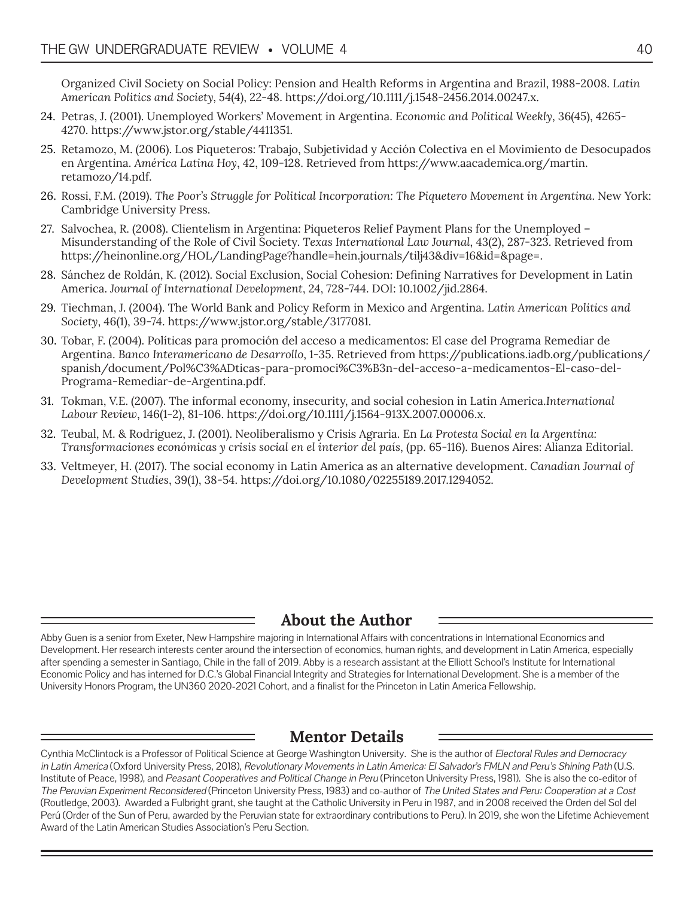Organized Civil Society on Social Policy: Pension and Health Reforms in Argentina and Brazil, 1988-2008. *Latin American Politics and Society*, 54(4), 22-48. https://doi.org/10.1111/j.1548-2456.2014.00247.x.

24. Petras, J. (2001). Unemployed Workers' Movement in Argentina. *Economic and Political Weekly*, 36(45), 4265-4270. https://www.jstor.org/stable/4411351.
25. Retamozo, M. (2006). Los Piqueteros: Trabajo, Subjetividad y Acción Colectiva en el Movimiento de Desocupados en Argentina. *América Latina Hoy*, 42, 109-128. Retrieved from https://www.aacademica.org/martin.retamozo/14.pdf.
26. Rossi, F.M. (2019). *The Poor's Struggle for Political Incorporation: The Piquetero Movement in Argentina*. New York: Cambridge University Press.
27. Salvochea, R. (2008). Clientelism in Argentina: Piqueteros Relief Payment Plans for the Unemployed – Misunderstanding of the Role of Civil Society. *Texas International Law Journal*, 43(2), 287-323. Retrieved from https://heinonline.org/HOL/LandingPage?handle=hein.journals/tilj43&div=16&id=&page=.
28. Sánchez de Roldán, K. (2012). Social Exclusion, Social Cohesion: Defining Narratives for Development in Latin America. *Journal of International Development*, 24, 728-744. DOI: 10.1002/jid.2864.
29. Tiechman, J. (2004). The World Bank and Policy Reform in Mexico and Argentina. *Latin American Politics and Society*, 46(1), 39-74. https://www.jstor.org/stable/3177081.
30. Tobar, F. (2004). Políticas para promoción del acceso a medicamentos: El case del Programa Remediar de Argentina. *Banco Interamericano de Desarrollo*, 1-35. Retrieved from https://publications.iadb.org/publications/spanish/document/Pol%C3%ADticas-para-promoci%C3%B3n-del-acceso-a-medicamentos-El-caso-del-Programa-Remediar-de-Argentina.pdf.
31. Tokman, V.E. (2007). The informal economy, insecurity, and social cohesion in Latin America.*International Labour Review*, 146(1-2), 81-106. https://doi.org/10.1111/j.1564-913X.2007.00006.x.
32. Teubal, M. & Rodriguez, J. (2001). Neoliberalismo y Crisis Agraria. En *La Protesta Social en la Argentina: Transformaciones económicas y crisis social en el interior del país*, (pp. 65-116). Buenos Aires: Alianza Editorial.
33. Veltmeyer, H. (2017). The social economy in Latin America as an alternative development. *Canadian Journal of Development Studies*, 39(1), 38-54. https://doi.org/10.1080/02255189.2017.1294052.

## About the Author

Abby Guen is a senior from Exeter, New Hampshire majoring in International Affairs with concentrations in International Economics and Development. Her research interests center around the intersection of economics, human rights, and development in Latin America, especially after spending a semester in Santiago, Chile in the fall of 2019. Abby is a research assistant at the Elliott School's Institute for International Economic Policy and has interned for D.C.'s Global Financial Integrity and Strategies for International Development. She is a member of the University Honors Program, the UN360 2020-2021 Cohort, and a finalist for the Princeton in Latin America Fellowship.

## Mentor Details

Cynthia McClintock is a Professor of Political Science at George Washington University. She is the author of *Electoral Rules and Democracy in Latin America* (Oxford University Press, 2018), *Revolutionary Movements in Latin America: El Salvador's FMLN and Peru's Shining Path* (U.S. Institute of Peace, 1998), and *Peasant Cooperatives and Political Change in Peru* (Princeton University Press, 1981). She is also the co-editor of *The Peruvian Experiment Reconsidered* (Princeton University Press, 1983) and co-author of *The United States and Peru: Cooperation at a Cost* (Routledge, 2003). Awarded a Fulbright grant, she taught at the Catholic University in Peru in 1987, and in 2008 received the Orden del Sol del Perú (Order of the Sun of Peru, awarded by the Peruvian state for extraordinary contributions to Peru). In 2019, she won the Lifetime Achievement Award of the Latin American Studies Association's Peru Section.